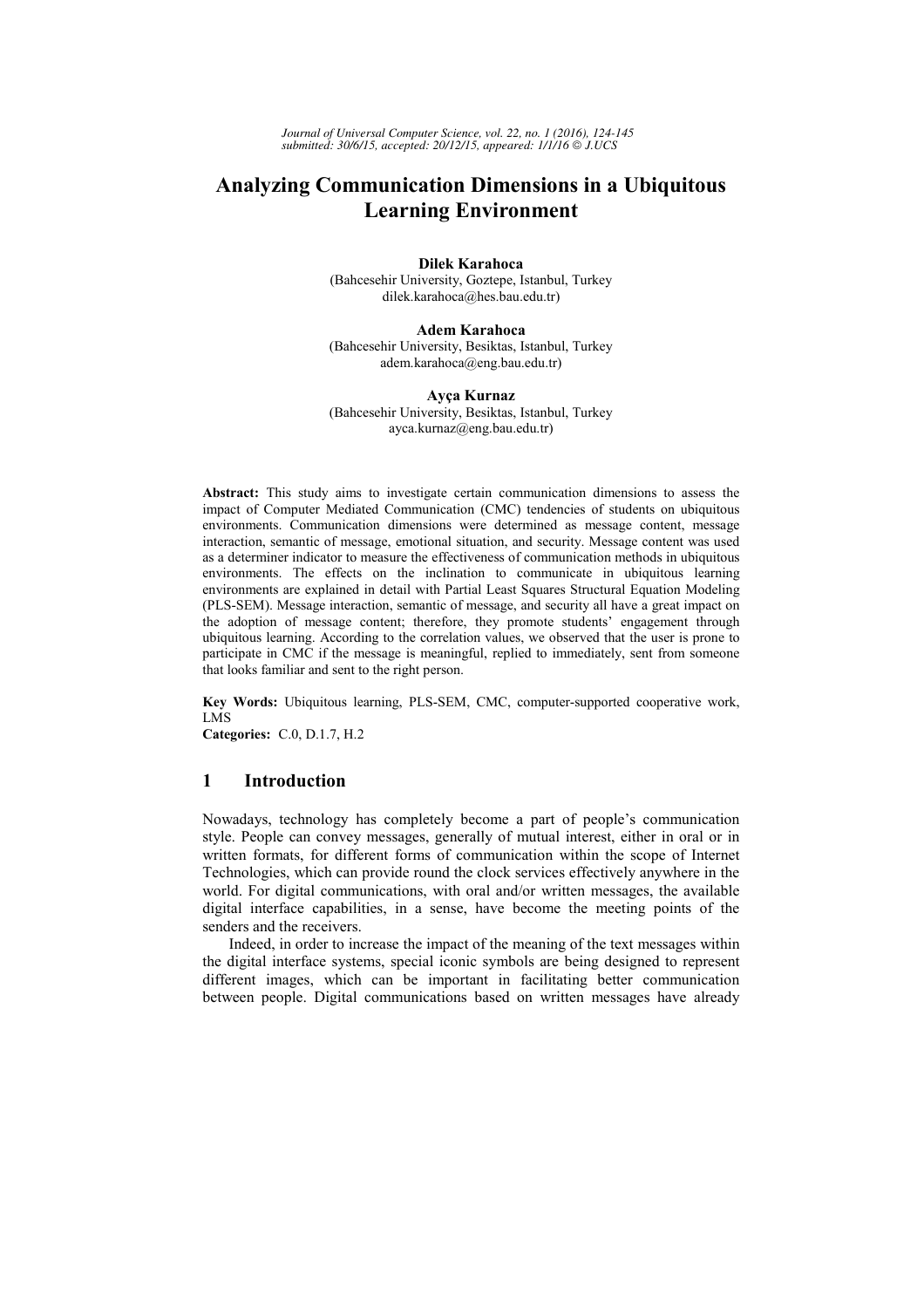# Analyzing Communication Dimensions in a Ubiquitous Learning Environment

**Dilek Karahoca**
(Bahcesehir University, Goztepe, Istanbul, Turkey
dilek.karahoca@hes.bau.edu.tr)

**Adem Karahoca**
(Bahcesehir University, Besiktas, Istanbul, Turkey
adem.karahoca@eng.bau.edu.tr)

**Ayça Kurnaz**
(Bahcesehir University, Besiktas, Istanbul, Turkey
ayca.kurnaz@eng.bau.edu.tr)

**Abstract:** This study aims to investigate certain communication dimensions to assess the impact of Computer Mediated Communication (CMC) tendencies of students on ubiquitous environments. Communication dimensions were determined as message content, message interaction, semantic of message, emotional situation, and security. Message content was used as a determiner indicator to measure the effectiveness of communication methods in ubiquitous environments. The effects on the inclination to communicate in ubiquitous learning environments are explained in detail with Partial Least Squares Structural Equation Modeling (PLS-SEM). Message interaction, semantic of message, and security all have a great impact on the adoption of message content; therefore, they promote students' engagement through ubiquitous learning. According to the correlation values, we observed that the user is prone to participate in CMC if the message is meaningful, replied to immediately, sent from someone that looks familiar and sent to the right person.

**Key Words:** Ubiquitous learning, PLS-SEM, CMC, computer-supported cooperative work, LMS

**Categories:** C.0, D.1.7, H.2

## 1 Introduction

Nowadays, technology has completely become a part of people's communication style. People can convey messages, generally of mutual interest, either in oral or in written formats, for different forms of communication within the scope of Internet Technologies, which can provide round the clock services effectively anywhere in the world. For digital communications, with oral and/or written messages, the available digital interface capabilities, in a sense, have become the meeting points of the senders and the receivers.

Indeed, in order to increase the impact of the meaning of the text messages within the digital interface systems, special iconic symbols are being designed to represent different images, which can be important in facilitating better communication between people. Digital communications based on written messages have already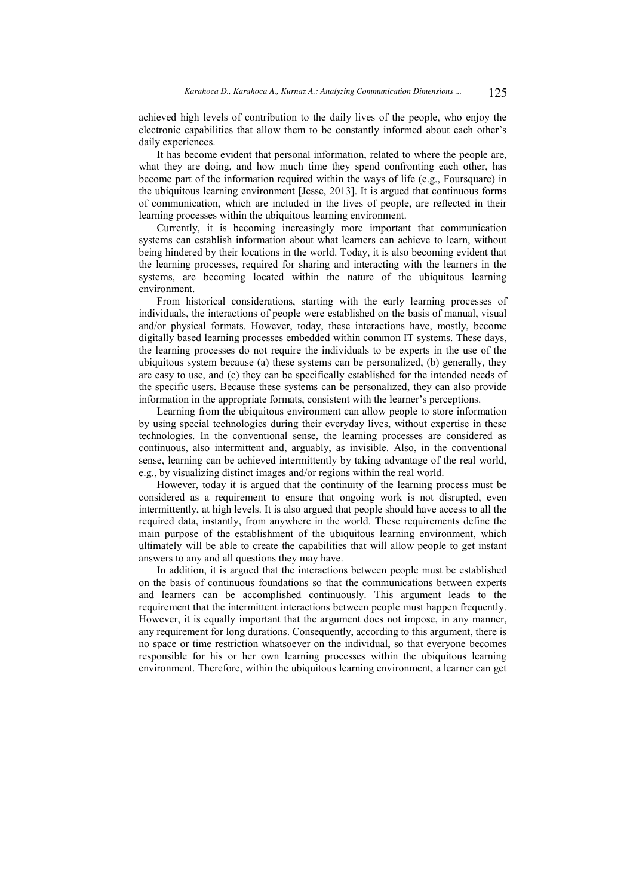achieved high levels of contribution to the daily lives of the people, who enjoy the electronic capabilities that allow them to be constantly informed about each other's daily experiences.

It has become evident that personal information, related to where the people are, what they are doing, and how much time they spend confronting each other, has become part of the information required within the ways of life (e.g., Foursquare) in the ubiquitous learning environment [Jesse, 2013]. It is argued that continuous forms of communication, which are included in the lives of people, are reflected in their learning processes within the ubiquitous learning environment.

Currently, it is becoming increasingly more important that communication systems can establish information about what learners can achieve to learn, without being hindered by their locations in the world. Today, it is also becoming evident that the learning processes, required for sharing and interacting with the learners in the systems, are becoming located within the nature of the ubiquitous learning environment.

From historical considerations, starting with the early learning processes of individuals, the interactions of people were established on the basis of manual, visual and/or physical formats. However, today, these interactions have, mostly, become digitally based learning processes embedded within common IT systems. These days, the learning processes do not require the individuals to be experts in the use of the ubiquitous system because (a) these systems can be personalized, (b) generally, they are easy to use, and (c) they can be specifically established for the intended needs of the specific users. Because these systems can be personalized, they can also provide information in the appropriate formats, consistent with the learner's perceptions.

Learning from the ubiquitous environment can allow people to store information by using special technologies during their everyday lives, without expertise in these technologies. In the conventional sense, the learning processes are considered as continuous, also intermittent and, arguably, as invisible. Also, in the conventional sense, learning can be achieved intermittently by taking advantage of the real world, e.g., by visualizing distinct images and/or regions within the real world.

However, today it is argued that the continuity of the learning process must be considered as a requirement to ensure that ongoing work is not disrupted, even intermittently, at high levels. It is also argued that people should have access to all the required data, instantly, from anywhere in the world. These requirements define the main purpose of the establishment of the ubiquitous learning environment, which ultimately will be able to create the capabilities that will allow people to get instant answers to any and all questions they may have.

In addition, it is argued that the interactions between people must be established on the basis of continuous foundations so that the communications between experts and learners can be accomplished continuously. This argument leads to the requirement that the intermittent interactions between people must happen frequently. However, it is equally important that the argument does not impose, in any manner, any requirement for long durations. Consequently, according to this argument, there is no space or time restriction whatsoever on the individual, so that everyone becomes responsible for his or her own learning processes within the ubiquitous learning environment. Therefore, within the ubiquitous learning environment, a learner can get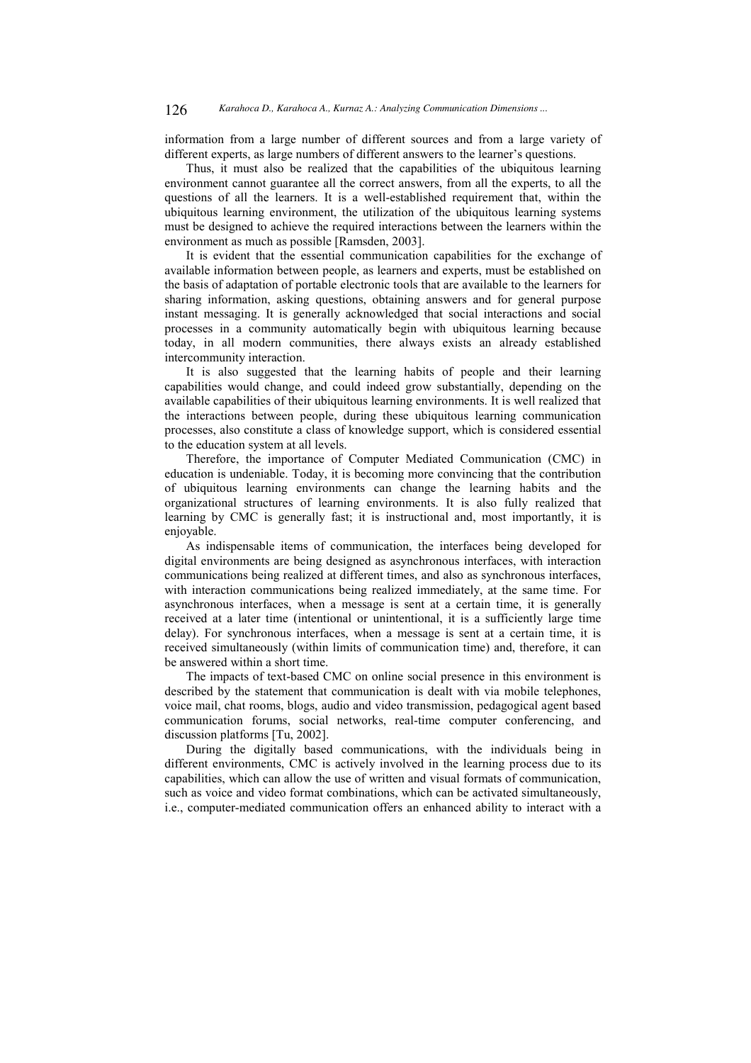information from a large number of different sources and from a large variety of different experts, as large numbers of different answers to the learner's questions.

Thus, it must also be realized that the capabilities of the ubiquitous learning environment cannot guarantee all the correct answers, from all the experts, to all the questions of all the learners. It is a well-established requirement that, within the ubiquitous learning environment, the utilization of the ubiquitous learning systems must be designed to achieve the required interactions between the learners within the environment as much as possible [Ramsden, 2003].

It is evident that the essential communication capabilities for the exchange of available information between people, as learners and experts, must be established on the basis of adaptation of portable electronic tools that are available to the learners for sharing information, asking questions, obtaining answers and for general purpose instant messaging. It is generally acknowledged that social interactions and social processes in a community automatically begin with ubiquitous learning because today, in all modern communities, there always exists an already established intercommunity interaction.

It is also suggested that the learning habits of people and their learning capabilities would change, and could indeed grow substantially, depending on the available capabilities of their ubiquitous learning environments. It is well realized that the interactions between people, during these ubiquitous learning communication processes, also constitute a class of knowledge support, which is considered essential to the education system at all levels.

Therefore, the importance of Computer Mediated Communication (CMC) in education is undeniable. Today, it is becoming more convincing that the contribution of ubiquitous learning environments can change the learning habits and the organizational structures of learning environments. It is also fully realized that learning by CMC is generally fast; it is instructional and, most importantly, it is enjoyable.

As indispensable items of communication, the interfaces being developed for digital environments are being designed as asynchronous interfaces, with interaction communications being realized at different times, and also as synchronous interfaces, with interaction communications being realized immediately, at the same time. For asynchronous interfaces, when a message is sent at a certain time, it is generally received at a later time (intentional or unintentional, it is a sufficiently large time delay). For synchronous interfaces, when a message is sent at a certain time, it is received simultaneously (within limits of communication time) and, therefore, it can be answered within a short time.

The impacts of text-based CMC on online social presence in this environment is described by the statement that communication is dealt with via mobile telephones, voice mail, chat rooms, blogs, audio and video transmission, pedagogical agent based communication forums, social networks, real-time computer conferencing, and discussion platforms [Tu, 2002].

During the digitally based communications, with the individuals being in different environments, CMC is actively involved in the learning process due to its capabilities, which can allow the use of written and visual formats of communication, such as voice and video format combinations, which can be activated simultaneously, i.e., computer-mediated communication offers an enhanced ability to interact with a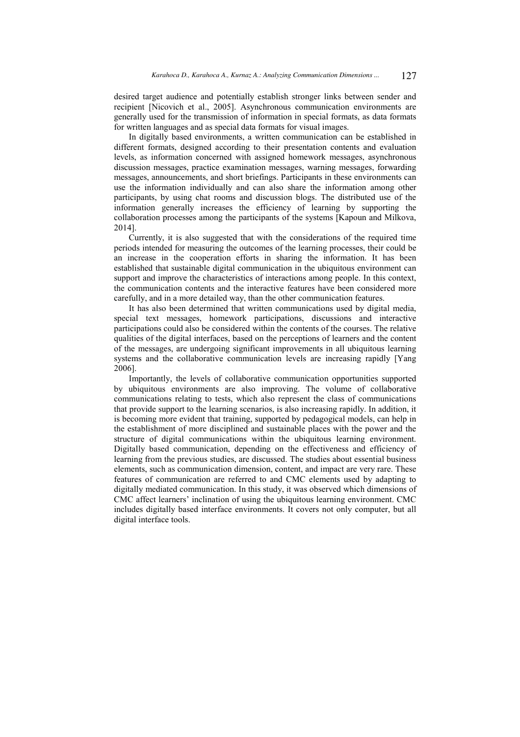desired target audience and potentially establish stronger links between sender and recipient [Nicovich et al., 2005]. Asynchronous communication environments are generally used for the transmission of information in special formats, as data formats for written languages and as special data formats for visual images.

In digitally based environments, a written communication can be established in different formats, designed according to their presentation contents and evaluation levels, as information concerned with assigned homework messages, asynchronous discussion messages, practice examination messages, warning messages, forwarding messages, announcements, and short briefings. Participants in these environments can use the information individually and can also share the information among other participants, by using chat rooms and discussion blogs. The distributed use of the information generally increases the efficiency of learning by supporting the collaboration processes among the participants of the systems [Kapoun and Milkova, 2014].

Currently, it is also suggested that with the considerations of the required time periods intended for measuring the outcomes of the learning processes, their could be an increase in the cooperation efforts in sharing the information. It has been established that sustainable digital communication in the ubiquitous environment can support and improve the characteristics of interactions among people. In this context, the communication contents and the interactive features have been considered more carefully, and in a more detailed way, than the other communication features.

It has also been determined that written communications used by digital media, special text messages, homework participations, discussions and interactive participations could also be considered within the contents of the courses. The relative qualities of the digital interfaces, based on the perceptions of learners and the content of the messages, are undergoing significant improvements in all ubiquitous learning systems and the collaborative communication levels are increasing rapidly [Yang 2006].

Importantly, the levels of collaborative communication opportunities supported by ubiquitous environments are also improving. The volume of collaborative communications relating to tests, which also represent the class of communications that provide support to the learning scenarios, is also increasing rapidly. In addition, it is becoming more evident that training, supported by pedagogical models, can help in the establishment of more disciplined and sustainable places with the power and the structure of digital communications within the ubiquitous learning environment. Digitally based communication, depending on the effectiveness and efficiency of learning from the previous studies, are discussed. The studies about essential business elements, such as communication dimension, content, and impact are very rare. These features of communication are referred to and CMC elements used by adapting to digitally mediated communication. In this study, it was observed which dimensions of CMC affect learners' inclination of using the ubiquitous learning environment. CMC includes digitally based interface environments. It covers not only computer, but all digital interface tools.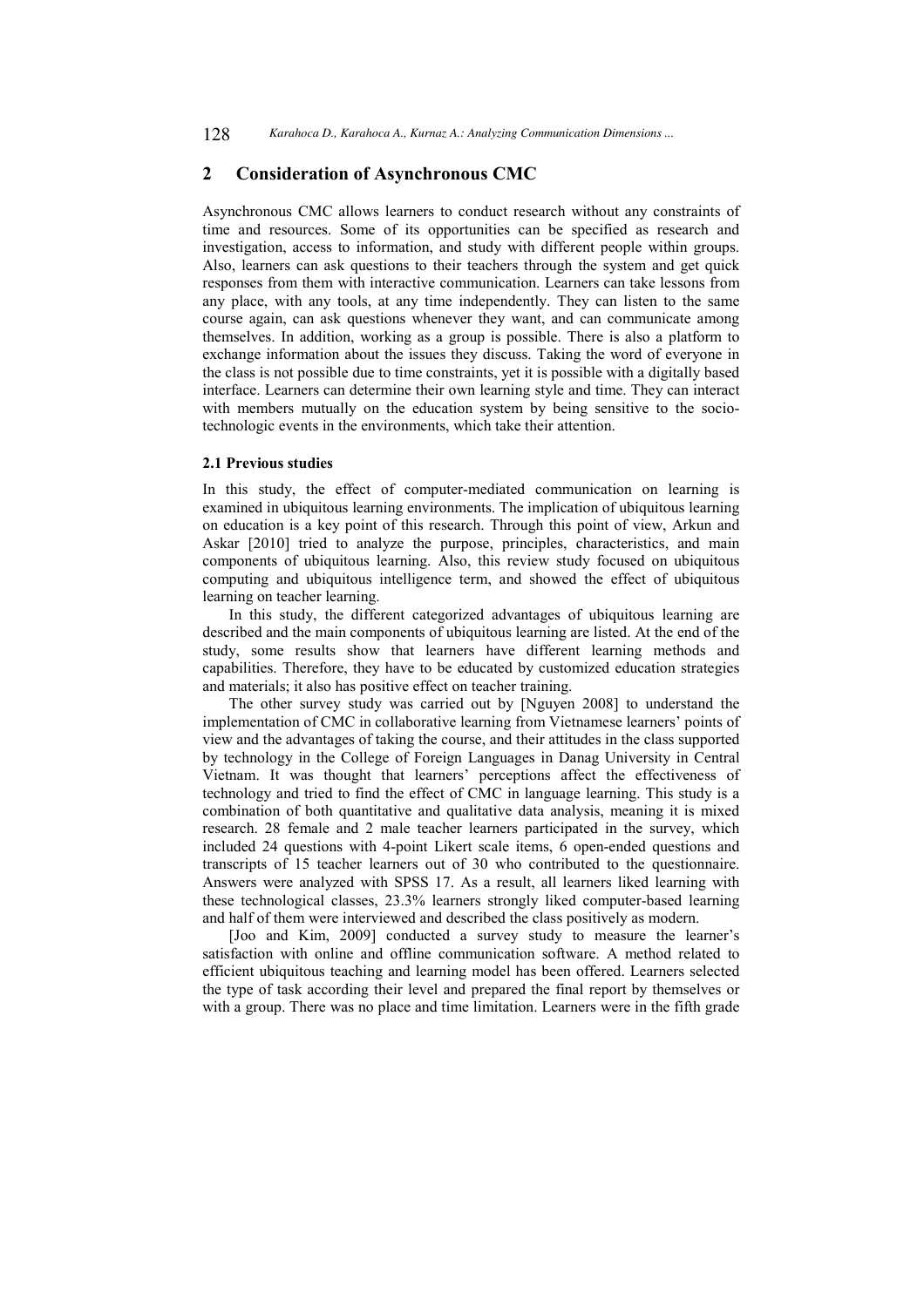## 2 Consideration of Asynchronous CMC

Asynchronous CMC allows learners to conduct research without any constraints of time and resources. Some of its opportunities can be specified as research and investigation, access to information, and study with different people within groups. Also, learners can ask questions to their teachers through the system and get quick responses from them with interactive communication. Learners can take lessons from any place, with any tools, at any time independently. They can listen to the same course again, can ask questions whenever they want, and can communicate among themselves. In addition, working as a group is possible. There is also a platform to exchange information about the issues they discuss. Taking the word of everyone in the class is not possible due to time constraints, yet it is possible with a digitally based interface. Learners can determine their own learning style and time. They can interact with members mutually on the education system by being sensitive to the socio-technologic events in the environments, which take their attention.

### 2.1 Previous studies

In this study, the effect of computer-mediated communication on learning is examined in ubiquitous learning environments. The implication of ubiquitous learning on education is a key point of this research. Through this point of view, Arkun and Askar [2010] tried to analyze the purpose, principles, characteristics, and main components of ubiquitous learning. Also, this review study focused on ubiquitous computing and ubiquitous intelligence term, and showed the effect of ubiquitous learning on teacher learning.

In this study, the different categorized advantages of ubiquitous learning are described and the main components of ubiquitous learning are listed. At the end of the study, some results show that learners have different learning methods and capabilities. Therefore, they have to be educated by customized education strategies and materials; it also has positive effect on teacher training.

The other survey study was carried out by [Nguyen 2008] to understand the implementation of CMC in collaborative learning from Vietnamese learners' points of view and the advantages of taking the course, and their attitudes in the class supported by technology in the College of Foreign Languages in Danag University in Central Vietnam. It was thought that learners' perceptions affect the effectiveness of technology and tried to find the effect of CMC in language learning. This study is a combination of both quantitative and qualitative data analysis, meaning it is mixed research. 28 female and 2 male teacher learners participated in the survey, which included 24 questions with 4-point Likert scale items, 6 open-ended questions and transcripts of 15 teacher learners out of 30 who contributed to the questionnaire. Answers were analyzed with SPSS 17. As a result, all learners liked learning with these technological classes, 23.3% learners strongly liked computer-based learning and half of them were interviewed and described the class positively as modern.

[Joo and Kim, 2009] conducted a survey study to measure the learner's satisfaction with online and offline communication software. A method related to efficient ubiquitous teaching and learning model has been offered. Learners selected the type of task according their level and prepared the final report by themselves or with a group. There was no place and time limitation. Learners were in the fifth grade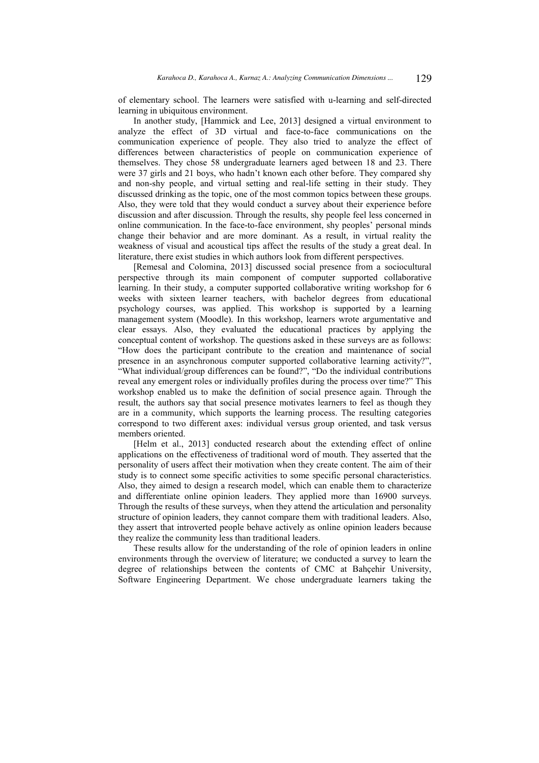of elementary school. The learners were satisfied with u-learning and self-directed learning in ubiquitous environment.

In another study, [Hammick and Lee, 2013] designed a virtual environment to analyze the effect of 3D virtual and face-to-face communications on the communication experience of people. They also tried to analyze the effect of differences between characteristics of people on communication experience of themselves. They chose 58 undergraduate learners aged between 18 and 23. There were 37 girls and 21 boys, who hadn't known each other before. They compared shy and non-shy people, and virtual setting and real-life setting in their study. They discussed drinking as the topic, one of the most common topics between these groups. Also, they were told that they would conduct a survey about their experience before discussion and after discussion. Through the results, shy people feel less concerned in online communication. In the face-to-face environment, shy peoples' personal minds change their behavior and are more dominant. As a result, in virtual reality the weakness of visual and acoustical tips affect the results of the study a great deal. In literature, there exist studies in which authors look from different perspectives.

[Remesal and Colomina, 2013] discussed social presence from a sociocultural perspective through its main component of computer supported collaborative learning. In their study, a computer supported collaborative writing workshop for 6 weeks with sixteen learner teachers, with bachelor degrees from educational psychology courses, was applied. This workshop is supported by a learning management system (Moodle). In this workshop, learners wrote argumentative and clear essays. Also, they evaluated the educational practices by applying the conceptual content of workshop. The questions asked in these surveys are as follows: "How does the participant contribute to the creation and maintenance of social presence in an asynchronous computer supported collaborative learning activity?", "What individual/group differences can be found?", "Do the individual contributions reveal any emergent roles or individually profiles during the process over time?" This workshop enabled us to make the definition of social presence again. Through the result, the authors say that social presence motivates learners to feel as though they are in a community, which supports the learning process. The resulting categories correspond to two different axes: individual versus group oriented, and task versus members oriented.

[Helm et al., 2013] conducted research about the extending effect of online applications on the effectiveness of traditional word of mouth. They asserted that the personality of users affect their motivation when they create content. The aim of their study is to connect some specific activities to some specific personal characteristics. Also, they aimed to design a research model, which can enable them to characterize and differentiate online opinion leaders. They applied more than 16900 surveys. Through the results of these surveys, when they attend the articulation and personality structure of opinion leaders, they cannot compare them with traditional leaders. Also, they assert that introverted people behave actively as online opinion leaders because they realize the community less than traditional leaders.

These results allow for the understanding of the role of opinion leaders in online environments through the overview of literature; we conducted a survey to learn the degree of relationships between the contents of CMC at Bahçehir University, Software Engineering Department. We chose undergraduate learners taking the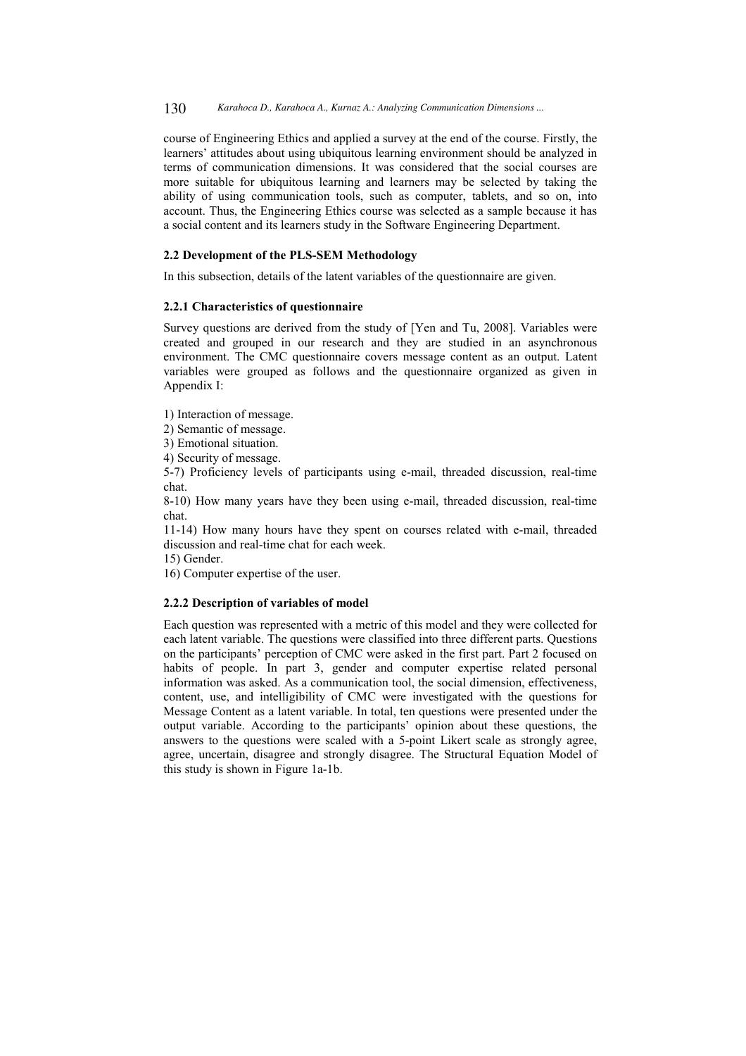course of Engineering Ethics and applied a survey at the end of the course. Firstly, the learners' attitudes about using ubiquitous learning environment should be analyzed in terms of communication dimensions. It was considered that the social courses are more suitable for ubiquitous learning and learners may be selected by taking the ability of using communication tools, such as computer, tablets, and so on, into account. Thus, the Engineering Ethics course was selected as a sample because it has a social content and its learners study in the Software Engineering Department.

### 2.2 Development of the PLS-SEM Methodology

In this subsection, details of the latent variables of the questionnaire are given.

#### 2.2.1 Characteristics of questionnaire

Survey questions are derived from the study of [Yen and Tu, 2008]. Variables were created and grouped in our research and they are studied in an asynchronous environment. The CMC questionnaire covers message content as an output. Latent variables were grouped as follows and the questionnaire organized as given in Appendix I:

1) Interaction of message.
2) Semantic of message.
3) Emotional situation.
4) Security of message.
5-7) Proficiency levels of participants using e-mail, threaded discussion, real-time chat.
8-10) How many years have they been using e-mail, threaded discussion, real-time chat.
11-14) How many hours have they spent on courses related with e-mail, threaded discussion and real-time chat for each week.
15) Gender.
16) Computer expertise of the user.

#### 2.2.2 Description of variables of model

Each question was represented with a metric of this model and they were collected for each latent variable. The questions were classified into three different parts. Questions on the participants' perception of CMC were asked in the first part. Part 2 focused on habits of people. In part 3, gender and computer expertise related personal information was asked. As a communication tool, the social dimension, effectiveness, content, use, and intelligibility of CMC were investigated with the questions for Message Content as a latent variable. In total, ten questions were presented under the output variable. According to the participants' opinion about these questions, the answers to the questions were scaled with a 5-point Likert scale as strongly agree, agree, uncertain, disagree and strongly disagree. The Structural Equation Model of this study is shown in Figure 1a-1b.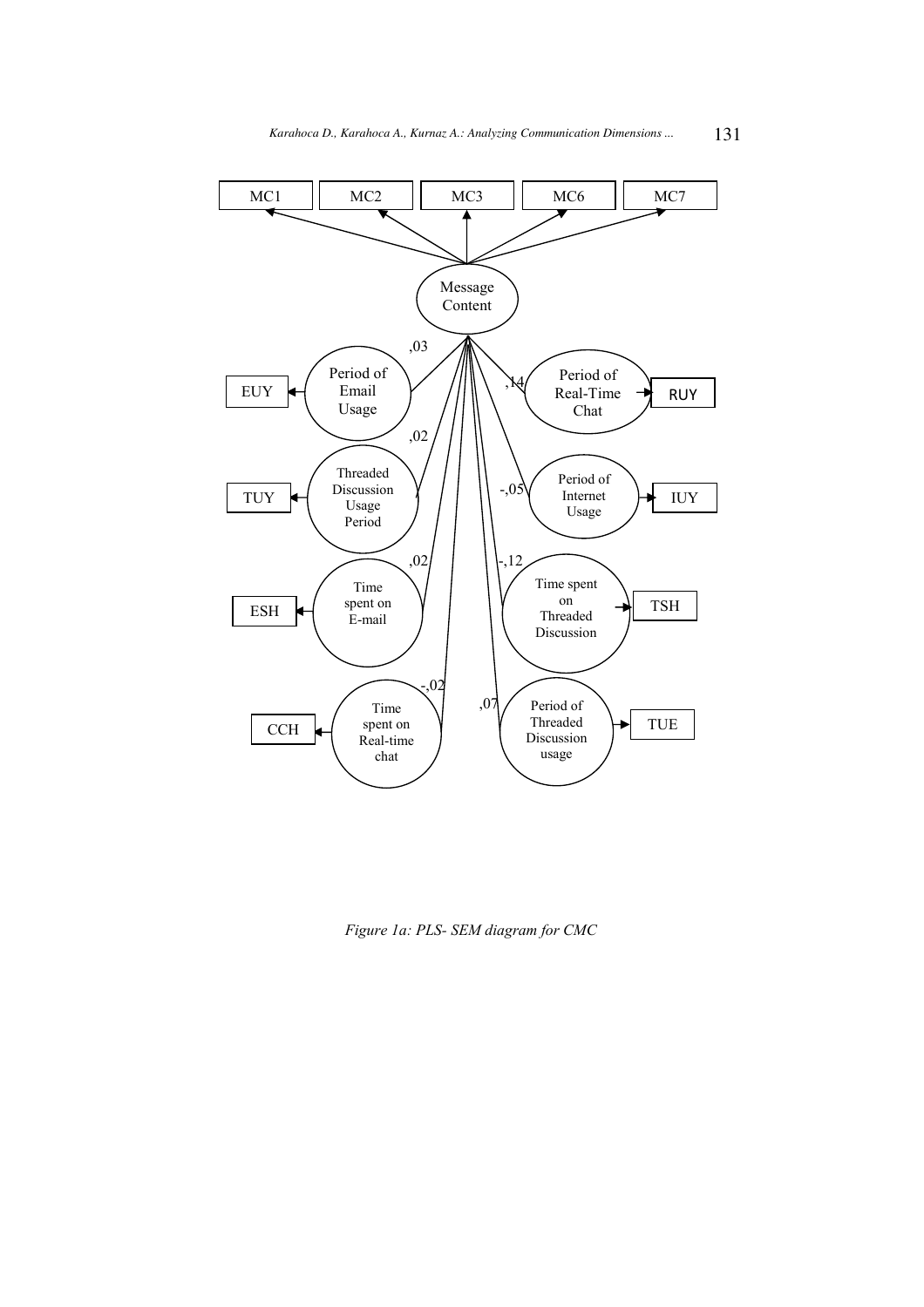*Figure 1a: PLS- SEM diagram for CMC*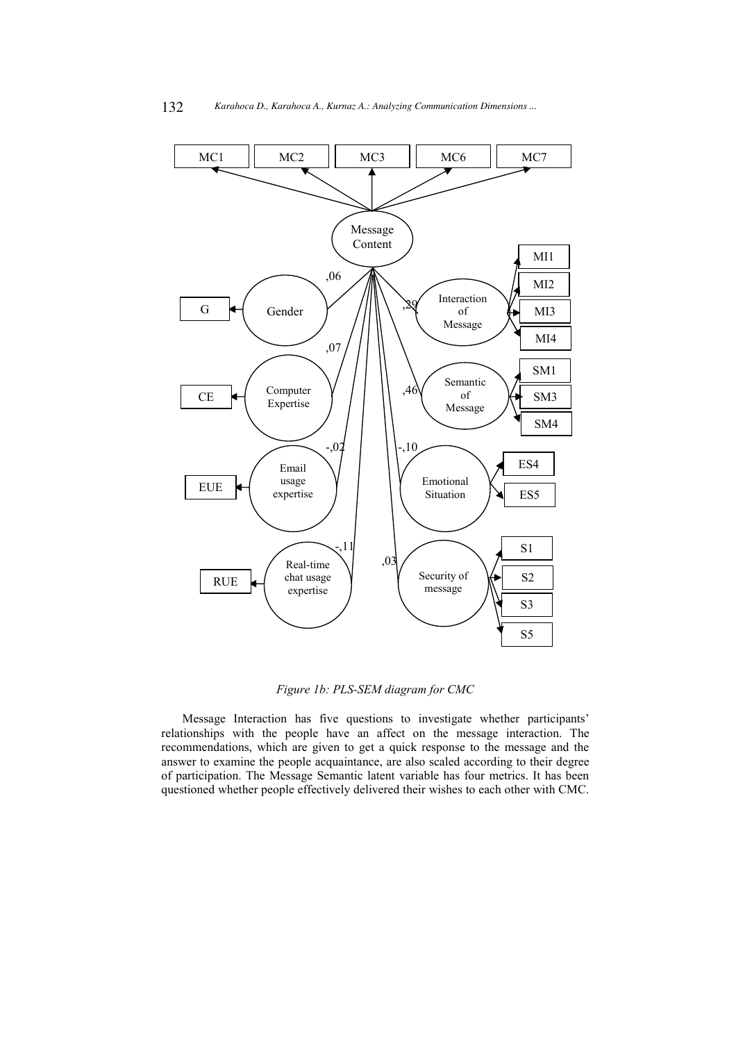*Figure 1b: PLS-SEM diagram for CMC*

Message Interaction has five questions to investigate whether participants' relationships with the people have an affect on the message interaction. The recommendations, which are given to get a quick response to the message and the answer to examine the people acquaintance, are also scaled according to their degree of participation. The Message Semantic latent variable has four metrics. It has been questioned whether people effectively delivered their wishes to each other with CMC.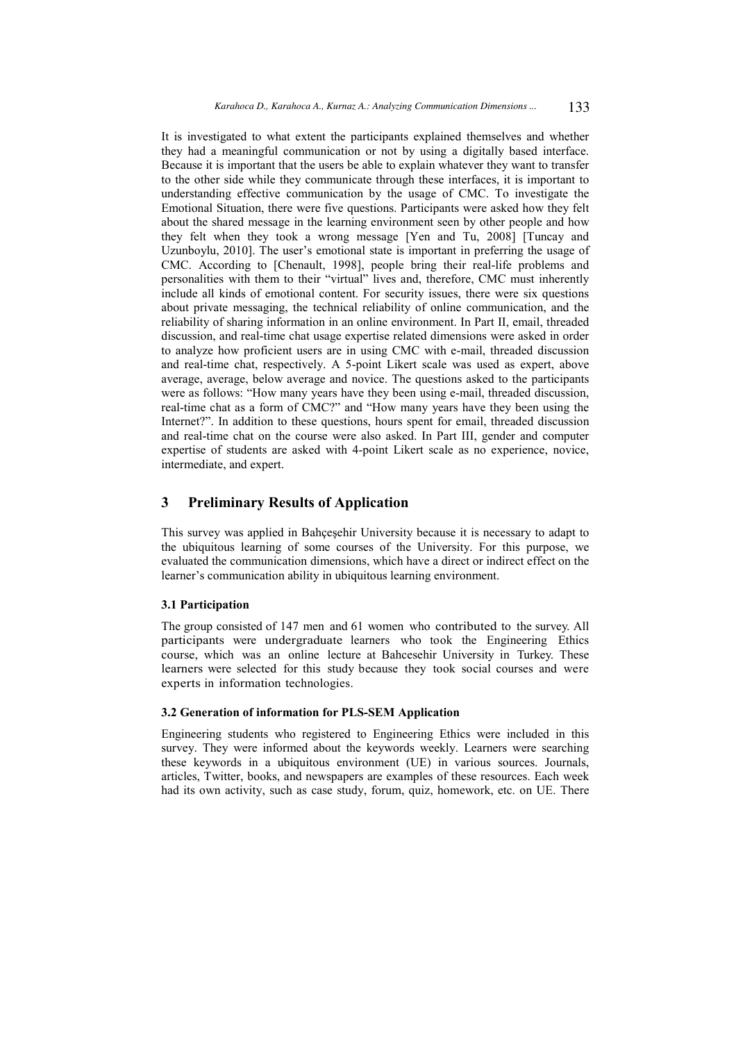It is investigated to what extent the participants explained themselves and whether they had a meaningful communication or not by using a digitally based interface. Because it is important that the users be able to explain whatever they want to transfer to the other side while they communicate through these interfaces, it is important to understanding effective communication by the usage of CMC. To investigate the Emotional Situation, there were five questions. Participants were asked how they felt about the shared message in the learning environment seen by other people and how they felt when they took a wrong message [Yen and Tu, 2008] [Tuncay and Uzunboylu, 2010]. The user's emotional state is important in preferring the usage of CMC. According to [Chenault, 1998], people bring their real-life problems and personalities with them to their "virtual" lives and, therefore, CMC must inherently include all kinds of emotional content. For security issues, there were six questions about private messaging, the technical reliability of online communication, and the reliability of sharing information in an online environment. In Part II, email, threaded discussion, and real-time chat usage expertise related dimensions were asked in order to analyze how proficient users are in using CMC with e-mail, threaded discussion and real-time chat, respectively. A 5-point Likert scale was used as expert, above average, average, below average and novice. The questions asked to the participants were as follows: "How many years have they been using e-mail, threaded discussion, real-time chat as a form of CMC?" and "How many years have they been using the Internet?". In addition to these questions, hours spent for email, threaded discussion and real-time chat on the course were also asked. In Part III, gender and computer expertise of students are asked with 4-point Likert scale as no experience, novice, intermediate, and expert.

## 3 Preliminary Results of Application

This survey was applied in Bahçeşehir University because it is necessary to adapt to the ubiquitous learning of some courses of the University. For this purpose, we evaluated the communication dimensions, which have a direct or indirect effect on the learner's communication ability in ubiquitous learning environment.

### 3.1 Participation

The group consisted of 147 men and 61 women who contributed to the survey. All participants were undergraduate learners who took the Engineering Ethics course, which was an online lecture at Bahcesehir University in Turkey. These learners were selected for this study because they took social courses and were experts in information technologies.

### 3.2 Generation of information for PLS-SEM Application

Engineering students who registered to Engineering Ethics were included in this survey. They were informed about the keywords weekly. Learners were searching these keywords in a ubiquitous environment (UE) in various sources. Journals, articles, Twitter, books, and newspapers are examples of these resources. Each week had its own activity, such as case study, forum, quiz, homework, etc. on UE. There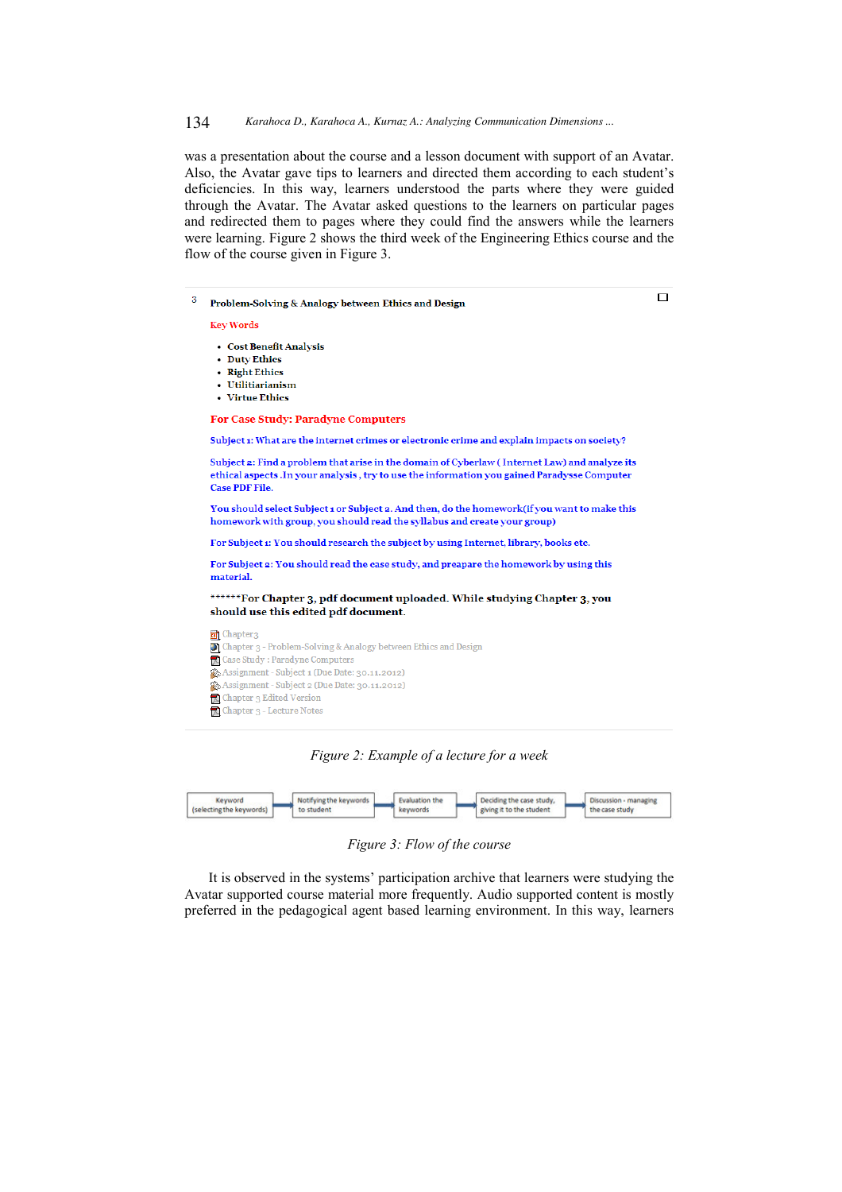was a presentation about the course and a lesson document with support of an Avatar. Also, the Avatar gave tips to learners and directed them according to each student's deficiencies. In this way, learners understood the parts where they were guided through the Avatar. The Avatar asked questions to the learners on particular pages and redirected them to pages where they could find the answers while the learners were learning. Figure 2 shows the third week of the Engineering Ethics course and the flow of the course given in Figure 3.

3 **Problem-Solving & Analogy between Ethics and Design**

Key Words

- **Cost Benefit Analysis**
- **Duty Ethics**
- **Right Ethics**
- **Utilitiarianism**
- **Virtue Ethics**

**For Case Study: Paradyne Computers**

Subject 1: What are the internet crimes or electronic crime and explain impacts on society?

Subject 2: Find a problem that arise in the domain of Cyberlaw ( Internet Law) and analyze its ethical aspects .In your analysis , try to use the information you gained Paradysse Computer Case PDF File.

You should select Subject 1 or Subject 2. And then, do the homework(If you want to make this homework with group, you should read the syllabus and create your group)

For Subject 1: You should research the subject by using Internet, library, books etc.

For Subject 2: You should read the case study, and preapare the homework by using this material.

\*\*\*\*\*\*For **Chapter 3, pdf document uploaded. While studying Chapter 3, you should use this edited pdf document**.

Chapter3
Chapter 3 - Problem-Solving & Analogy between Ethics and Design
Case Study : Paradyne Computers
Assignment - Subject 1 (Due Date: 30.11.2012)
Assignment - Subject 2 (Due Date: 30.11.2012)
Chapter 3 Edited Version
Chapter 3 - Lecture Notes

*Figure 2: Example of a lecture for a week*

Keyword (selecting the keywords) → Notifying the keywords to student → Evaluation the keywords → Deciding the case study, giving it to the student → Discussion - managing the case study

*Figure 3: Flow of the course*

It is observed in the systems' participation archive that learners were studying the Avatar supported course material more frequently. Audio supported content is mostly preferred in the pedagogical agent based learning environment. In this way, learners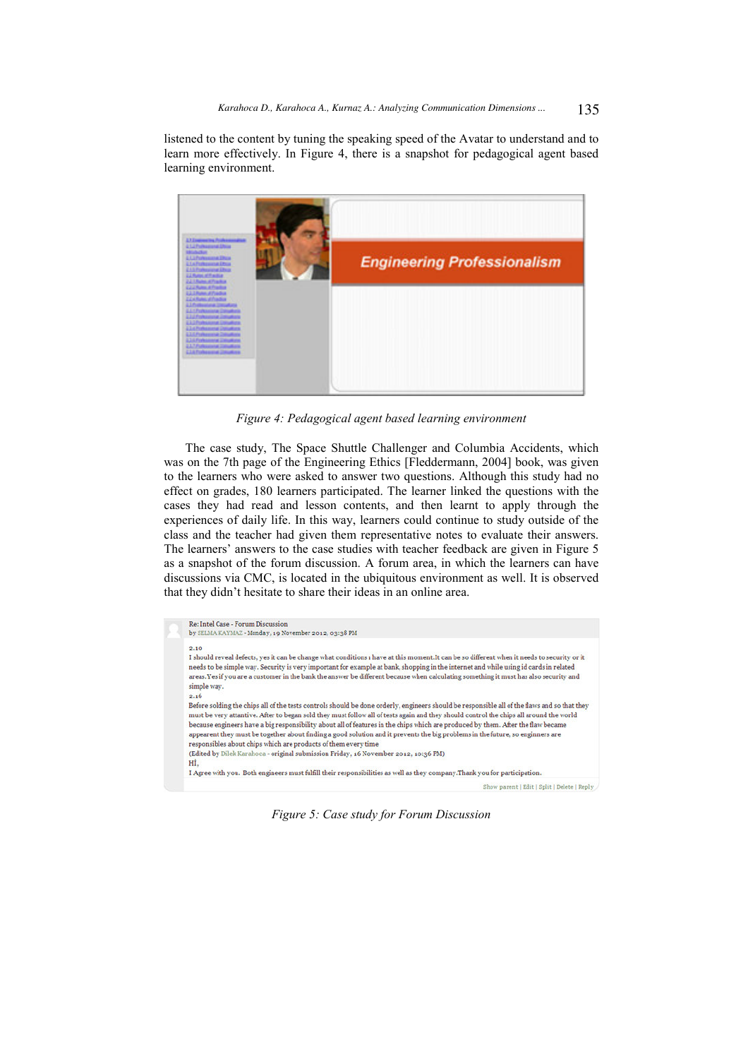listened to the content by tuning the speaking speed of the Avatar to understand and to learn more effectively. In Figure 4, there is a snapshot for pedagogical agent based learning environment.

*Figure 4: Pedagogical agent based learning environment*

The case study, The Space Shuttle Challenger and Columbia Accidents, which was on the 7th page of the Engineering Ethics [Fleddermann, 2004] book, was given to the learners who were asked to answer two questions. Although this study had no effect on grades, 180 learners participated. The learner linked the questions with the cases they had read and lesson contents, and then learnt to apply through the experiences of daily life. In this way, learners could continue to study outside of the class and the teacher had given them representative notes to evaluate their answers. The learners' answers to the case studies with teacher feedback are given in Figure 5 as a snapshot of the forum discussion. A forum area, in which the learners can have discussions via CMC, is located in the ubiquitous environment as well. It is observed that they didn't hesitate to share their ideas in an online area.

*Figure 5: Case study for Forum Discussion*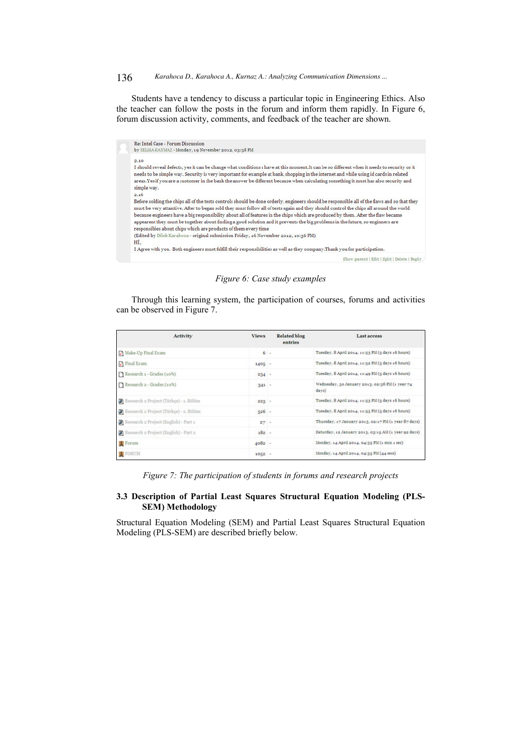Students have a tendency to discuss a particular topic in Engineering Ethics. Also the teacher can follow the posts in the forum and inform them rapidly. In Figure 6, forum discussion activity, comments, and feedback of the teacher are shown.

Re: Intel Case - Forum Discussion
by SELMA KAYMAZ - Monday, 19 November 2012, 03:38 PM

2.10
I should reveal defects, yes it can be change what conditions i have at this moment.It can be so different when it needs to security or it needs to be simple way. Security is very important for example at bank, shopping in the internet and while using id cards in related areas.Yes if you are a customer in the bank the answer be different because when calculating something it must has also security and simple way.
2.16
Before solding the chips all of the tests controls should be done orderly, engineers should be responsible all of the flaws and so that they must be very attantive. After to began sold they must follow all of tests again and they should control the chips all around the world because engineers have a big responsibility about all of features in the chips which are produced by them. After the flaw became appearent they must be together about finding a good solution and it prevents the big problems in the future, so enginners are responsibles about chips which are products of them every time
(Edited by Dilek Karahoca - original submission Friday, 16 November 2012, 10:36 PM)
Hİ,
I Agree with you. Both engineers must fulfill their responsibilities as well as they company.Thank you for participation.

Show parent | Edit | Split | Delete | Reply

*Figure 6: Case study examples*

Through this learning system, the participation of courses, forums and activities can be observed in Figure 7.

| Activity | Views | Related blog entries | Last access |
|---|---|---|---|
| Make-Up Final Exam | 6 | - | Tuesday, 8 April 2014, 11:53 PM (5 days 16 hours) |
| Final Exam | 1405 | - | Tuesday, 8 April 2014, 11:52 PM (5 days 16 hours) |
| Research 1 - Grades (10%) | 234 | - | Tuesday, 8 April 2014, 11:49 PM (5 days 16 hours) |
| Research 2 - Grades (10%) | 341 | - | Wednesday, 30 January 2013, 02:36 PM (1 year 74 days) |
| Research 2 Project (Türkçe) - 1. Bölüm | 223 | - | Tuesday, 8 April 2014, 11:53 PM (5 days 16 hours) |
| Research 2 Project (Türkçe) - 2. Bölüm | 526 | - | Tuesday, 8 April 2014, 11:53 PM (5 days 16 hours) |
| Research 2 Project (English) - Part 1 | 27 | - | Thursday, 17 January 2013, 02:17 PM (1 year 87 days) |
| Research 2 Project (English) - Part 2 | 182 | - | Saturday, 12 January 2013, 03:15 AM (1 year 92 days) |
| Forum | 4082 | - | Monday, 14 April 2014, 04:35 PM (1 min 1 sec) |
| FORUM | 1052 | - | Monday, 14 April 2014, 04:35 PM (44 secs) |

*Figure 7: The participation of students in forums and research projects*

### 3.3 Description of Partial Least Squares Structural Equation Modeling (PLS-SEM) Methodology

Structural Equation Modeling (SEM) and Partial Least Squares Structural Equation Modeling (PLS-SEM) are described briefly below.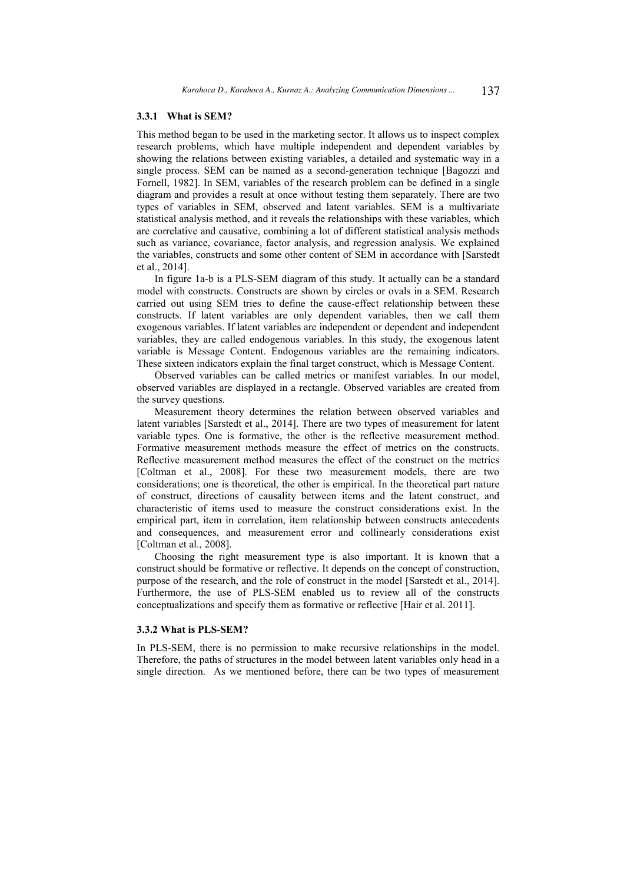### 3.3.1 What is SEM?

This method began to be used in the marketing sector. It allows us to inspect complex research problems, which have multiple independent and dependent variables by showing the relations between existing variables, a detailed and systematic way in a single process. SEM can be named as a second-generation technique [Bagozzi and Fornell, 1982]. In SEM, variables of the research problem can be defined in a single diagram and provides a result at once without testing them separately. There are two types of variables in SEM, observed and latent variables. SEM is a multivariate statistical analysis method, and it reveals the relationships with these variables, which are correlative and causative, combining a lot of different statistical analysis methods such as variance, covariance, factor analysis, and regression analysis. We explained the variables, constructs and some other content of SEM in accordance with [Sarstedt et al., 2014].

In figure 1a-b is a PLS-SEM diagram of this study. It actually can be a standard model with constructs. Constructs are shown by circles or ovals in a SEM. Research carried out using SEM tries to define the cause-effect relationship between these constructs. If latent variables are only dependent variables, then we call them exogenous variables. If latent variables are independent or dependent and independent variables, they are called endogenous variables. In this study, the exogenous latent variable is Message Content. Endogenous variables are the remaining indicators. These sixteen indicators explain the final target construct, which is Message Content.

Observed variables can be called metrics or manifest variables. In our model, observed variables are displayed in a rectangle. Observed variables are created from the survey questions.

Measurement theory determines the relation between observed variables and latent variables [Sarstedt et al., 2014]. There are two types of measurement for latent variable types. One is formative, the other is the reflective measurement method. Formative measurement methods measure the effect of metrics on the constructs. Reflective measurement method measures the effect of the construct on the metrics [Coltman et al., 2008]. For these two measurement models, there are two considerations; one is theoretical, the other is empirical. In the theoretical part nature of construct, directions of causality between items and the latent construct, and characteristic of items used to measure the construct considerations exist. In the empirical part, item in correlation, item relationship between constructs antecedents and consequences, and measurement error and collinearly considerations exist [Coltman et al., 2008].

Choosing the right measurement type is also important. It is known that a construct should be formative or reflective. It depends on the concept of construction, purpose of the research, and the role of construct in the model [Sarstedt et al., 2014]. Furthermore, the use of PLS-SEM enabled us to review all of the constructs conceptualizations and specify them as formative or reflective [Hair et al. 2011].

### 3.3.2 What is PLS-SEM?

In PLS-SEM, there is no permission to make recursive relationships in the model. Therefore, the paths of structures in the model between latent variables only head in a single direction. As we mentioned before, there can be two types of measurement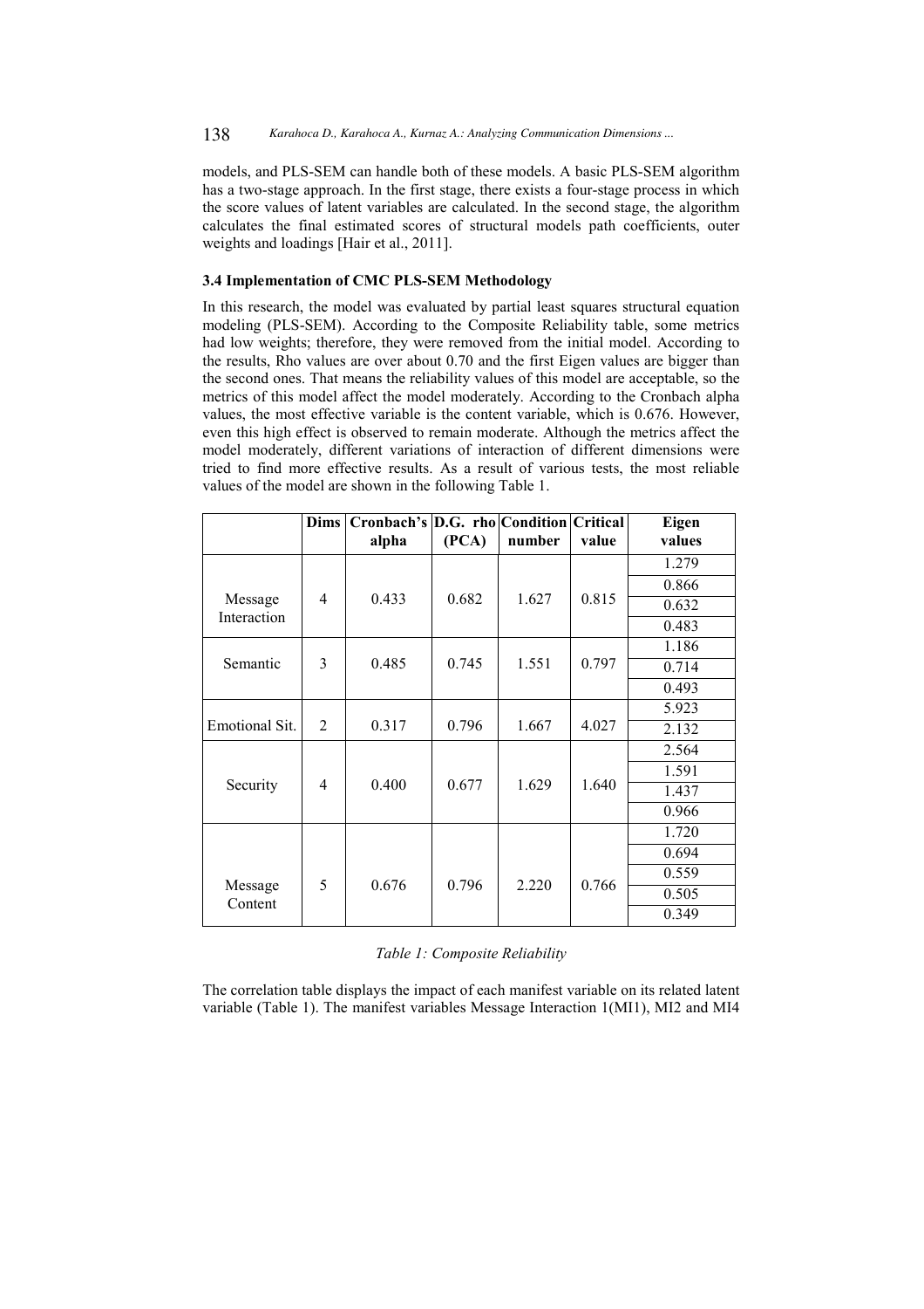models, and PLS-SEM can handle both of these models. A basic PLS-SEM algorithm has a two-stage approach. In the first stage, there exists a four-stage process in which the score values of latent variables are calculated. In the second stage, the algorithm calculates the final estimated scores of structural models path coefficients, outer weights and loadings [Hair et al., 2011].

### 3.4 Implementation of CMC PLS-SEM Methodology

In this research, the model was evaluated by partial least squares structural equation modeling (PLS-SEM). According to the Composite Reliability table, some metrics had low weights; therefore, they were removed from the initial model. According to the results, Rho values are over about 0.70 and the first Eigen values are bigger than the second ones. That means the reliability values of this model are acceptable, so the metrics of this model affect the model moderately. According to the Cronbach alpha values, the most effective variable is the content variable, which is 0.676. However, even this high effect is observed to remain moderate. Although the metrics affect the model moderately, different variations of interaction of different dimensions were tried to find more effective results. As a result of various tests, the most reliable values of the model are shown in the following Table 1.

| | Dims | Cronbach's alpha | D.G. rho (PCA) | Condition number | Critical value | Eigen values |
|---|---|---|---|---|---|---|
| Message Interaction | 4 | 0.433 | 0.682 | 1.627 | 0.815 | 1.279 |
| | | | | | | 0.866 |
| | | | | | | 0.632 |
| | | | | | | 0.483 |
| Semantic | 3 | 0.485 | 0.745 | 1.551 | 0.797 | 1.186 |
| | | | | | | 0.714 |
| | | | | | | 0.493 |
| Emotional Sit. | 2 | 0.317 | 0.796 | 1.667 | 4.027 | 5.923 |
| | | | | | | 2.132 |
| Security | 4 | 0.400 | 0.677 | 1.629 | 1.640 | 2.564 |
| | | | | | | 1.591 |
| | | | | | | 1.437 |
| | | | | | | 0.966 |
| Message Content | 5 | 0.676 | 0.796 | 2.220 | 0.766 | 1.720 |
| | | | | | | 0.694 |
| | | | | | | 0.559 |
| | | | | | | 0.505 |
| | | | | | | 0.349 |

*Table 1: Composite Reliability*

The correlation table displays the impact of each manifest variable on its related latent variable (Table 1). The manifest variables Message Interaction 1(MI1), MI2 and MI4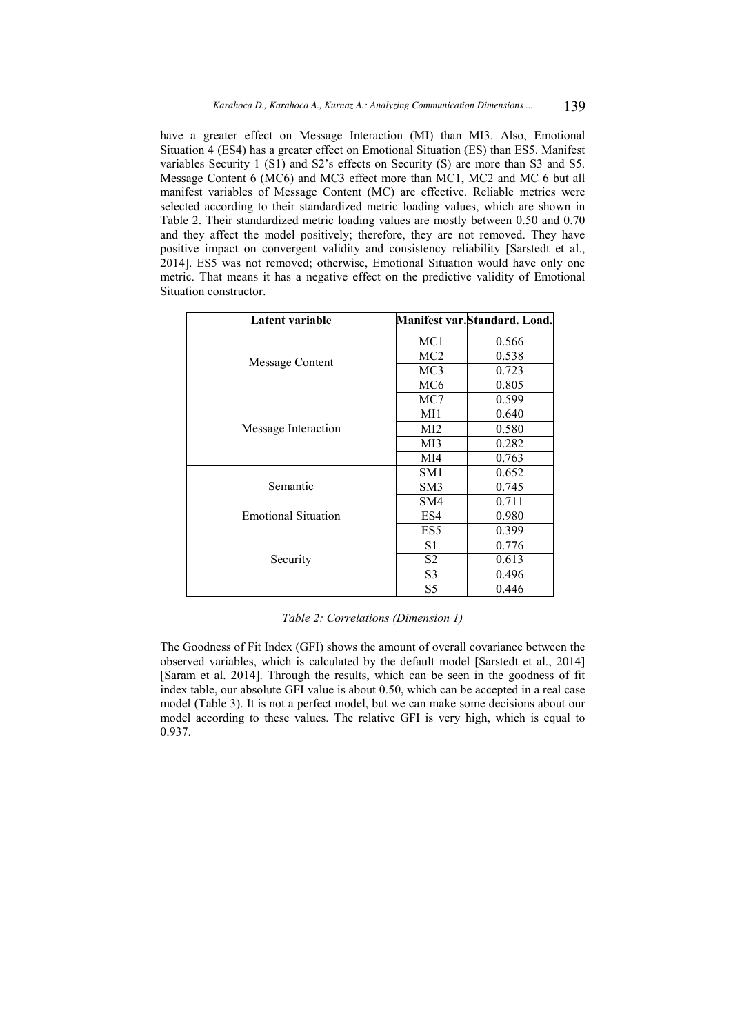have a greater effect on Message Interaction (MI) than MI3. Also, Emotional Situation 4 (ES4) has a greater effect on Emotional Situation (ES) than ES5. Manifest variables Security 1 (S1) and S2's effects on Security (S) are more than S3 and S5. Message Content 6 (MC6) and MC3 effect more than MC1, MC2 and MC 6 but all manifest variables of Message Content (MC) are effective. Reliable metrics were selected according to their standardized metric loading values, which are shown in Table 2. Their standardized metric loading values are mostly between 0.50 and 0.70 and they affect the model positively; therefore, they are not removed. They have positive impact on convergent validity and consistency reliability [Sarstedt et al., 2014]. ES5 was not removed; otherwise, Emotional Situation would have only one metric. That means it has a negative effect on the predictive validity of Emotional Situation constructor.

| Latent variable | Manifest var. | Standard. Load. |
|---|---|---|
| Message Content | MC1 | 0.566 |
| | MC2 | 0.538 |
| | MC3 | 0.723 |
| | MC6 | 0.805 |
| | MC7 | 0.599 |
| Message Interaction | MI1 | 0.640 |
| | MI2 | 0.580 |
| | MI3 | 0.282 |
| | MI4 | 0.763 |
| Semantic | SM1 | 0.652 |
| | SM3 | 0.745 |
| | SM4 | 0.711 |
| Emotional Situation | ES4 | 0.980 |
| | ES5 | 0.399 |
| Security | S1 | 0.776 |
| | S2 | 0.613 |
| | S3 | 0.496 |
| | S5 | 0.446 |

*Table 2: Correlations (Dimension 1)*

The Goodness of Fit Index (GFI) shows the amount of overall covariance between the observed variables, which is calculated by the default model [Sarstedt et al., 2014] [Saram et al. 2014]. Through the results, which can be seen in the goodness of fit index table, our absolute GFI value is about 0.50, which can be accepted in a real case model (Table 3). It is not a perfect model, but we can make some decisions about our model according to these values. The relative GFI is very high, which is equal to 0.937.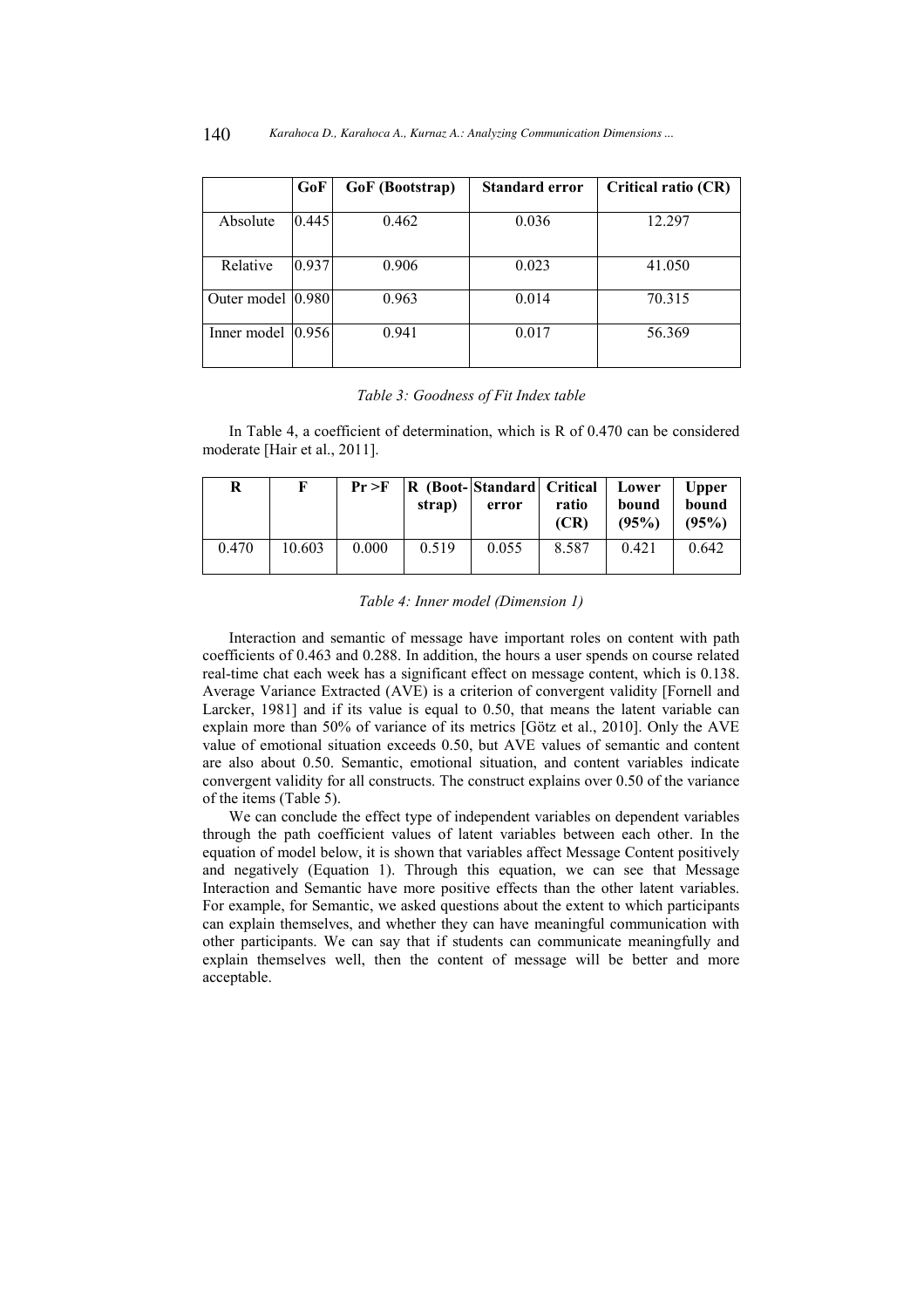| | GoF | GoF (Bootstrap) | Standard error | Critical ratio (CR) |
|---|---|---|---|---|
| Absolute | 0.445 | 0.462 | 0.036 | 12.297 |
| Relative | 0.937 | 0.906 | 0.023 | 41.050 |
| Outer model | 0.980 | 0.963 | 0.014 | 70.315 |
| Inner model | 0.956 | 0.941 | 0.017 | 56.369 |

*Table 3: Goodness of Fit Index table*

In Table 4, a coefficient of determination, which is R of 0.470 can be considered moderate [Hair et al., 2011].

| R | F | Pr >F | R (Boot-strap) | Standard error | Critical ratio (CR) | Lower bound (95%) | Upper bound (95%) |
|---|---|---|---|---|---|---|---|
| 0.470 | 10.603 | 0.000 | 0.519 | 0.055 | 8.587 | 0.421 | 0.642 |

*Table 4: Inner model (Dimension 1)*

Interaction and semantic of message have important roles on content with path coefficients of 0.463 and 0.288. In addition, the hours a user spends on course related real-time chat each week has a significant effect on message content, which is 0.138. Average Variance Extracted (AVE) is a criterion of convergent validity [Fornell and Larcker, 1981] and if its value is equal to 0.50, that means the latent variable can explain more than 50% of variance of its metrics [Götz et al., 2010]. Only the AVE value of emotional situation exceeds 0.50, but AVE values of semantic and content are also about 0.50. Semantic, emotional situation, and content variables indicate convergent validity for all constructs. The construct explains over 0.50 of the variance of the items (Table 5).

We can conclude the effect type of independent variables on dependent variables through the path coefficient values of latent variables between each other. In the equation of model below, it is shown that variables affect Message Content positively and negatively (Equation 1). Through this equation, we can see that Message Interaction and Semantic have more positive effects than the other latent variables. For example, for Semantic, we asked questions about the extent to which participants can explain themselves, and whether they can have meaningful communication with other participants. We can say that if students can communicate meaningfully and explain themselves well, then the content of message will be better and more acceptable.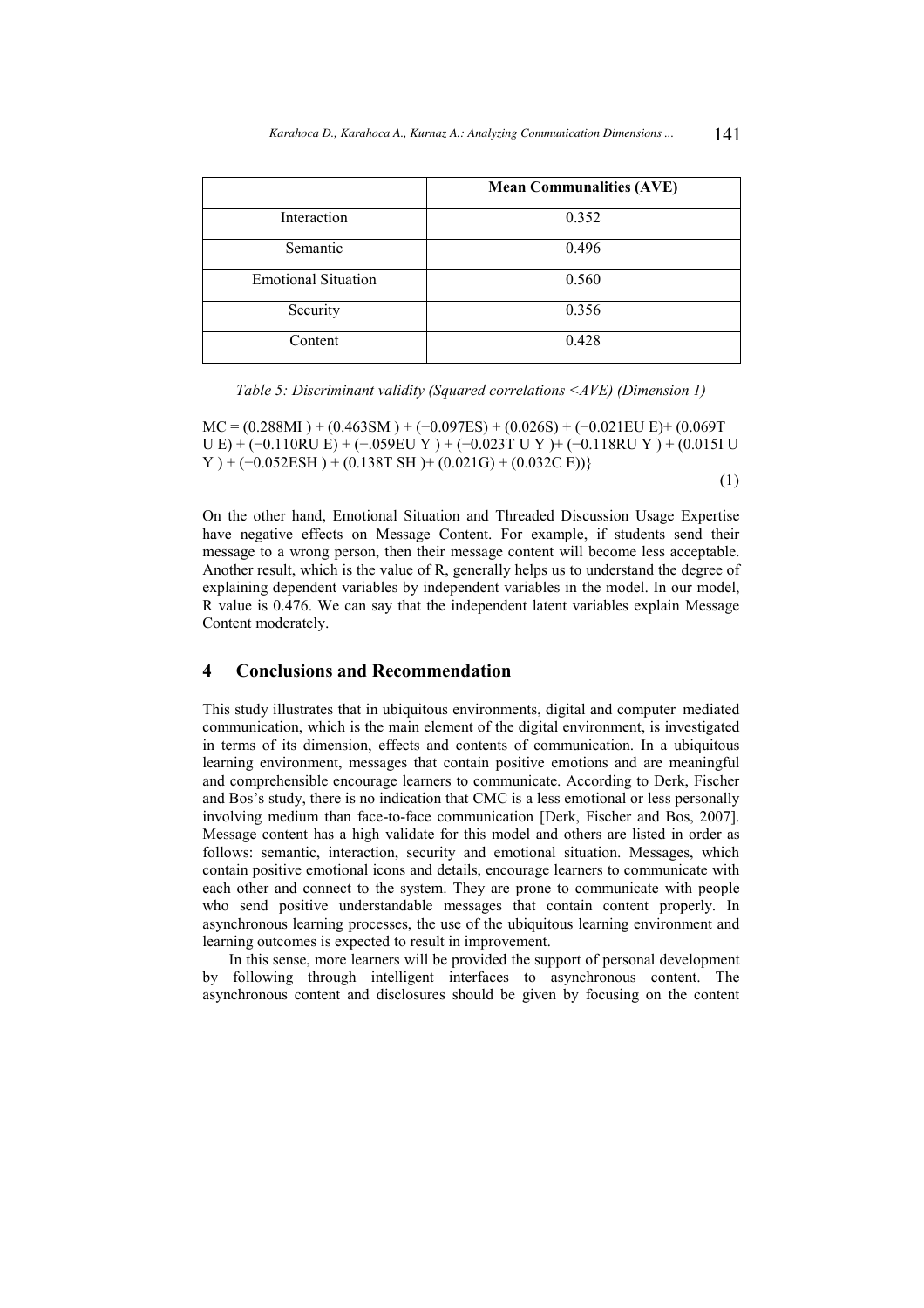| | Mean Communalities (AVE) |
|---|---|
| Interaction | 0.352 |
| Semantic | 0.496 |
| Emotional Situation | 0.560 |
| Security | 0.356 |
| Content | 0.428 |

*Table 5: Discriminant validity (Squared correlations <AVE) (Dimension 1)*

$$MC = (0.288MI) + (0.463SM) + (-0.097ES) + (0.026S) + (-0.021EUE) + (0.069TUE) + (-0.110RUE) + (-.059EUY) + (-0.023TUY) + (-0.118RUY) + (0.015IUY) + (-0.052ESH) + (0.138TSH) + (0.021G) + (0.032CE))\} \quad (1)$$

On the other hand, Emotional Situation and Threaded Discussion Usage Expertise have negative effects on Message Content. For example, if students send their message to a wrong person, then their message content will become less acceptable. Another result, which is the value of R, generally helps us to understand the degree of explaining dependent variables by independent variables in the model. In our model, R value is 0.476. We can say that the independent latent variables explain Message Content moderately.

## 4 Conclusions and Recommendation

This study illustrates that in ubiquitous environments, digital and computer mediated communication, which is the main element of the digital environment, is investigated in terms of its dimension, effects and contents of communication. In a ubiquitous learning environment, messages that contain positive emotions and are meaningful and comprehensible encourage learners to communicate. According to Derk, Fischer and Bos's study, there is no indication that CMC is a less emotional or less personally involving medium than face-to-face communication [Derk, Fischer and Bos, 2007]. Message content has a high validate for this model and others are listed in order as follows: semantic, interaction, security and emotional situation. Messages, which contain positive emotional icons and details, encourage learners to communicate with each other and connect to the system. They are prone to communicate with people who send positive understandable messages that contain content properly. In asynchronous learning processes, the use of the ubiquitous learning environment and learning outcomes is expected to result in improvement.

In this sense, more learners will be provided the support of personal development by following through intelligent interfaces to asynchronous content. The asynchronous content and disclosures should be given by focusing on the content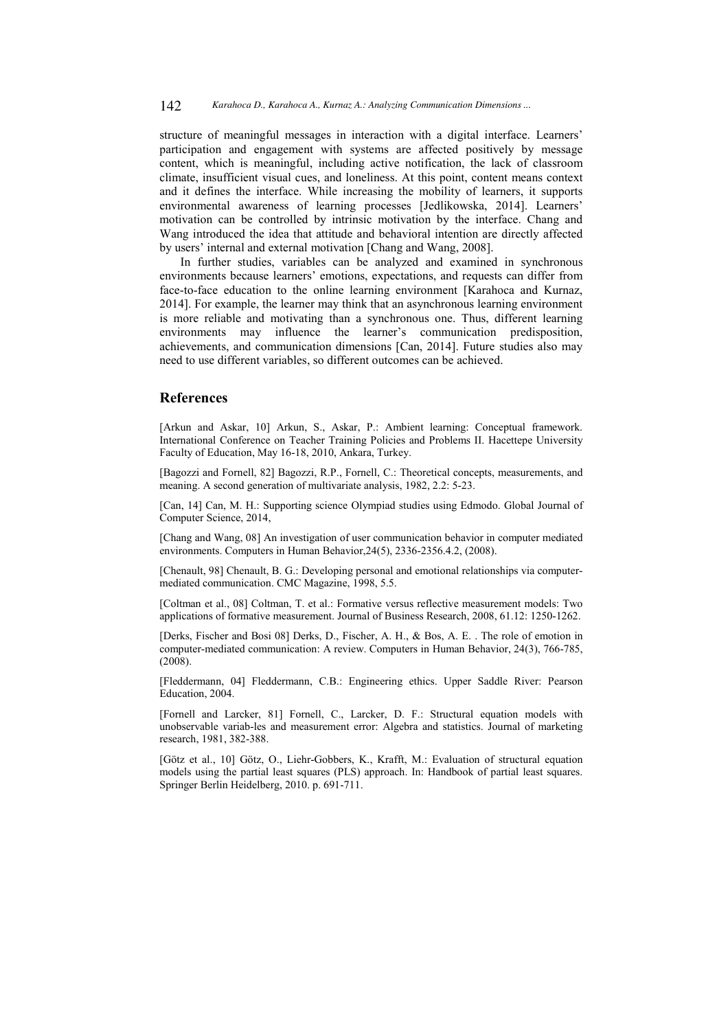structure of meaningful messages in interaction with a digital interface. Learners' participation and engagement with systems are affected positively by message content, which is meaningful, including active notification, the lack of classroom climate, insufficient visual cues, and loneliness. At this point, content means context and it defines the interface. While increasing the mobility of learners, it supports environmental awareness of learning processes [Jedlikowska, 2014]. Learners' motivation can be controlled by intrinsic motivation by the interface. Chang and Wang introduced the idea that attitude and behavioral intention are directly affected by users' internal and external motivation [Chang and Wang, 2008].

In further studies, variables can be analyzed and examined in synchronous environments because learners' emotions, expectations, and requests can differ from face-to-face education to the online learning environment [Karahoca and Kurnaz, 2014]. For example, the learner may think that an asynchronous learning environment is more reliable and motivating than a synchronous one. Thus, different learning environments may influence the learner's communication predisposition, achievements, and communication dimensions [Can, 2014]. Future studies also may need to use different variables, so different outcomes can be achieved.

## References

[Arkun and Askar, 10] Arkun, S., Askar, P.: Ambient learning: Conceptual framework. International Conference on Teacher Training Policies and Problems II. Hacettepe University Faculty of Education, May 16-18, 2010, Ankara, Turkey.

[Bagozzi and Fornell, 82] Bagozzi, R.P., Fornell, C.: Theoretical concepts, measurements, and meaning. A second generation of multivariate analysis, 1982, 2.2: 5-23.

[Can, 14] Can, M. H.: Supporting science Olympiad studies using Edmodo. Global Journal of Computer Science, 2014,

[Chang and Wang, 08] An investigation of user communication behavior in computer mediated environments. Computers in Human Behavior,24(5), 2336-2356.4.2, (2008).

[Chenault, 98] Chenault, B. G.: Developing personal and emotional relationships via computer-mediated communication. CMC Magazine, 1998, 5.5.

[Coltman et al., 08] Coltman, T. et al.: Formative versus reflective measurement models: Two applications of formative measurement. Journal of Business Research, 2008, 61.12: 1250-1262.

[Derks, Fischer and Bosi 08] Derks, D., Fischer, A. H., & Bos, A. E. . The role of emotion in computer-mediated communication: A review. Computers in Human Behavior, 24(3), 766-785, (2008).

[Fleddermann, 04] Fleddermann, C.B.: Engineering ethics. Upper Saddle River: Pearson Education, 2004.

[Fornell and Larcker, 81] Fornell, C., Larcker, D. F.: Structural equation models with unobservable variab-les and measurement error: Algebra and statistics. Journal of marketing research, 1981, 382-388.

[Götz et al., 10] Götz, O., Liehr-Gobbers, K., Krafft, M.: Evaluation of structural equation models using the partial least squares (PLS) approach. In: Handbook of partial least squares. Springer Berlin Heidelberg, 2010. p. 691-711.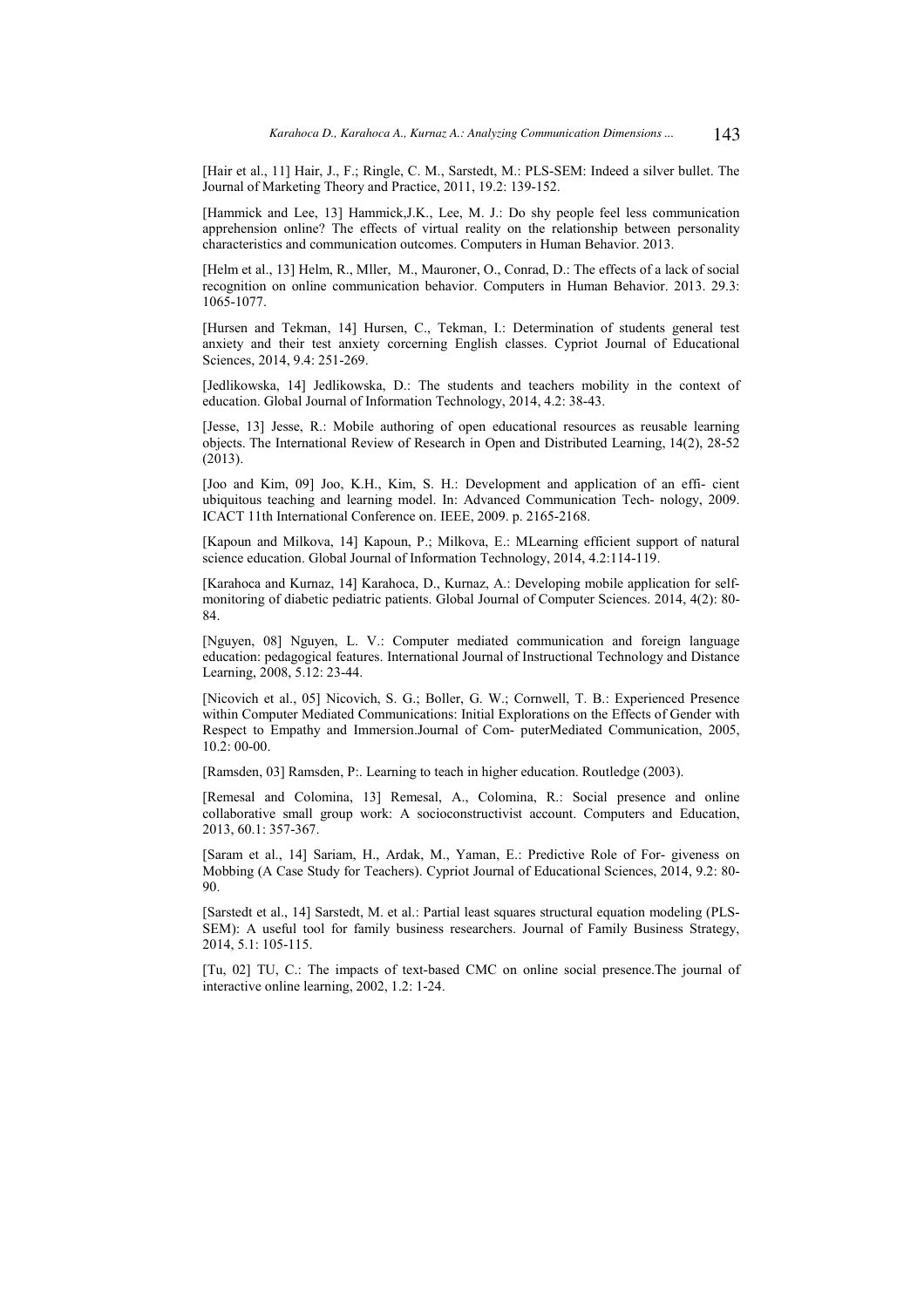[Hair et al., 11] Hair, J., F.; Ringle, C. M., Sarstedt, M.: PLS-SEM: Indeed a silver bullet. The Journal of Marketing Theory and Practice, 2011, 19.2: 139-152.

[Hammick and Lee, 13] Hammick,J.K., Lee, M. J.: Do shy people feel less communication apprehension online? The effects of virtual reality on the relationship between personality characteristics and communication outcomes. Computers in Human Behavior. 2013.

[Helm et al., 13] Helm, R., Mller, M., Mauroner, O., Conrad, D.: The effects of a lack of social recognition on online communication behavior. Computers in Human Behavior. 2013. 29.3: 1065-1077.

[Hursen and Tekman, 14] Hursen, C., Tekman, I.: Determination of students general test anxiety and their test anxiety corcerning English classes. Cypriot Journal of Educational Sciences, 2014, 9.4: 251-269.

[Jedlikowska, 14] Jedlikowska, D.: The students and teachers mobility in the context of education. Global Journal of Information Technology, 2014, 4.2: 38-43.

[Jesse, 13] Jesse, R.: Mobile authoring of open educational resources as reusable learning objects. The International Review of Research in Open and Distributed Learning, 14(2), 28-52 (2013).

[Joo and Kim, 09] Joo, K.H., Kim, S. H.: Development and application of an effi- cient ubiquitous teaching and learning model. In: Advanced Communication Tech- nology, 2009. ICACT 11th International Conference on. IEEE, 2009. p. 2165-2168.

[Kapoun and Milkova, 14] Kapoun, P.; Milkova, E.: MLearning efficient support of natural science education. Global Journal of Information Technology, 2014, 4.2:114-119.

[Karahoca and Kurnaz, 14] Karahoca, D., Kurnaz, A.: Developing mobile application for self-monitoring of diabetic pediatric patients. Global Journal of Computer Sciences. 2014, 4(2): 80-84.

[Nguyen, 08] Nguyen, L. V.: Computer mediated communication and foreign language education: pedagogical features. International Journal of Instructional Technology and Distance Learning, 2008, 5.12: 23-44.

[Nicovich et al., 05] Nicovich, S. G.; Boller, G. W.; Cornwell, T. B.: Experienced Presence within Computer Mediated Communications: Initial Explorations on the Effects of Gender with Respect to Empathy and Immersion.Journal of Com- puterMediated Communication, 2005, 10.2: 00-00.

[Ramsden, 03] Ramsden, P:. Learning to teach in higher education. Routledge (2003).

[Remesal and Colomina, 13] Remesal, A., Colomina, R.: Social presence and online collaborative small group work: A socioconstructivist account. Computers and Education, 2013, 60.1: 357-367.

[Saram et al., 14] Sariam, H., Ardak, M., Yaman, E.: Predictive Role of For- giveness on Mobbing (A Case Study for Teachers). Cypriot Journal of Educational Sciences, 2014, 9.2: 80-90.

[Sarstedt et al., 14] Sarstedt, M. et al.: Partial least squares structural equation modeling (PLS-SEM): A useful tool for family business researchers. Journal of Family Business Strategy, 2014, 5.1: 105-115.

[Tu, 02] TU, C.: The impacts of text-based CMC on online social presence.The journal of interactive online learning, 2002, 1.2: 1-24.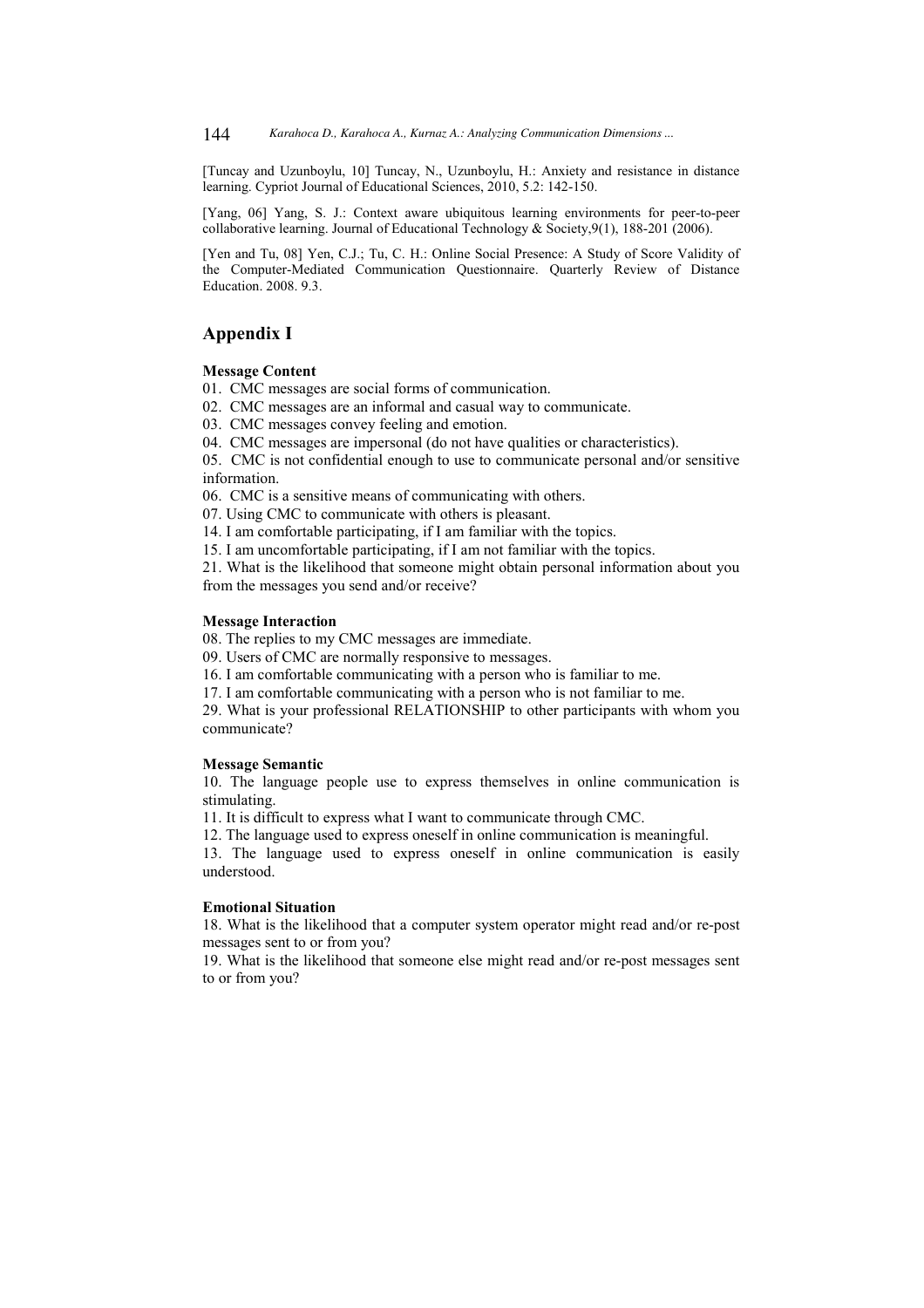[Tuncay and Uzunboylu, 10] Tuncay, N., Uzunboylu, H.: Anxiety and resistance in distance learning. Cypriot Journal of Educational Sciences, 2010, 5.2: 142-150.

[Yang, 06] Yang, S. J.: Context aware ubiquitous learning environments for peer-to-peer collaborative learning. Journal of Educational Technology & Society,9(1), 188-201 (2006).

[Yen and Tu, 08] Yen, C.J.; Tu, C. H.: Online Social Presence: A Study of Score Validity of the Computer-Mediated Communication Questionnaire. Quarterly Review of Distance Education. 2008. 9.3.

## Appendix I

**Message Content**

01. CMC messages are social forms of communication.
02. CMC messages are an informal and casual way to communicate.
03. CMC messages convey feeling and emotion.
04. CMC messages are impersonal (do not have qualities or characteristics).
05. CMC is not confidential enough to use to communicate personal and/or sensitive information.
06. CMC is a sensitive means of communicating with others.
07. Using CMC to communicate with others is pleasant.
14. I am comfortable participating, if I am familiar with the topics.
15. I am uncomfortable participating, if I am not familiar with the topics.
21. What is the likelihood that someone might obtain personal information about you from the messages you send and/or receive?

**Message Interaction**

08. The replies to my CMC messages are immediate.
09. Users of CMC are normally responsive to messages.
16. I am comfortable communicating with a person who is familiar to me.
17. I am comfortable communicating with a person who is not familiar to me.
29. What is your professional RELATIONSHIP to other participants with whom you communicate?

**Message Semantic**

10. The language people use to express themselves in online communication is stimulating.
11. It is difficult to express what I want to communicate through CMC.
12. The language used to express oneself in online communication is meaningful.
13. The language used to express oneself in online communication is easily understood.

**Emotional Situation**

18. What is the likelihood that a computer system operator might read and/or re-post messages sent to or from you?
19. What is the likelihood that someone else might read and/or re-post messages sent to or from you?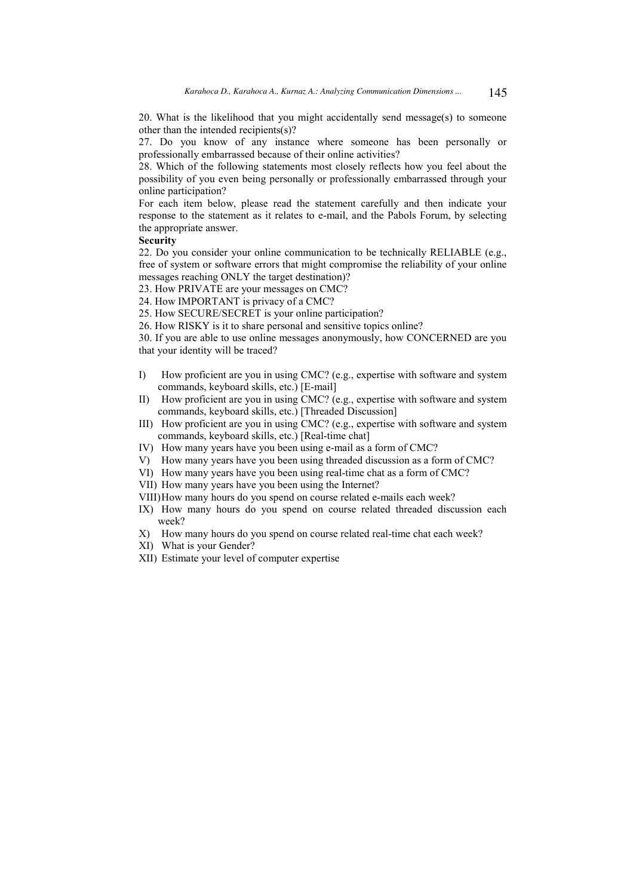20. What is the likelihood that you might accidentally send message(s) to someone other than the intended recipients(s)?

27. Do you know of any instance where someone has been personally or professionally embarrassed because of their online activities?

28. Which of the following statements most closely reflects how you feel about the possibility of you even being personally or professionally embarrassed through your online participation?

For each item below, please read the statement carefully and then indicate your response to the statement as it relates to e-mail, and the Pabols Forum, by selecting the appropriate answer.

**Security**

22. Do you consider your online communication to be technically RELIABLE (e.g., free of system or software errors that might compromise the reliability of your online messages reaching ONLY the target destination)?

23. How PRIVATE are your messages on CMC?

24. How IMPORTANT is privacy of a CMC?

25. How SECURE/SECRET is your online participation?

26. How RISKY is it to share personal and sensitive topics online?

30. If you are able to use online messages anonymously, how CONCERNED are you that your identity will be traced?

I) How proficient are you in using CMC? (e.g., expertise with software and system commands, keyboard skills, etc.) [E-mail]

II) How proficient are you in using CMC? (e.g., expertise with software and system commands, keyboard skills, etc.) [Threaded Discussion]

III) How proficient are you in using CMC? (e.g., expertise with software and system commands, keyboard skills, etc.) [Real-time chat]

IV) How many years have you been using e-mail as a form of CMC?

V) How many years have you been using threaded discussion as a form of CMC?

VI) How many years have you been using real-time chat as a form of CMC?

VII) How many years have you been using the Internet?

VIII) How many hours do you spend on course related e-mails each week?

IX) How many hours do you spend on course related threaded discussion each week?

X) How many hours do you spend on course related real-time chat each week?

XI) What is your Gender?

XII) Estimate your level of computer expertise